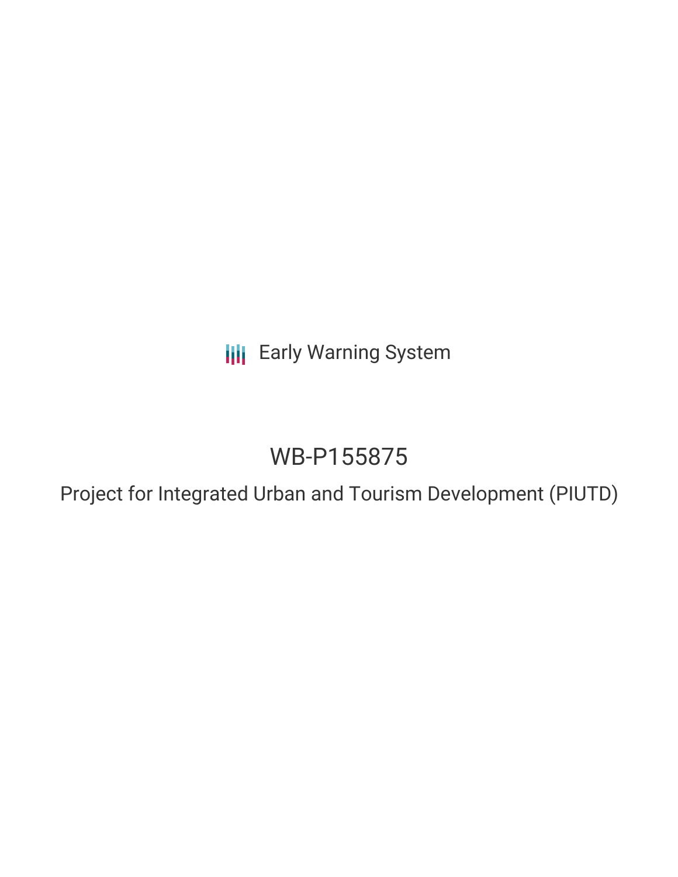Early Warning System

# WB-P155875

## Project for Integrated Urban and Tourism Development (PIUTD)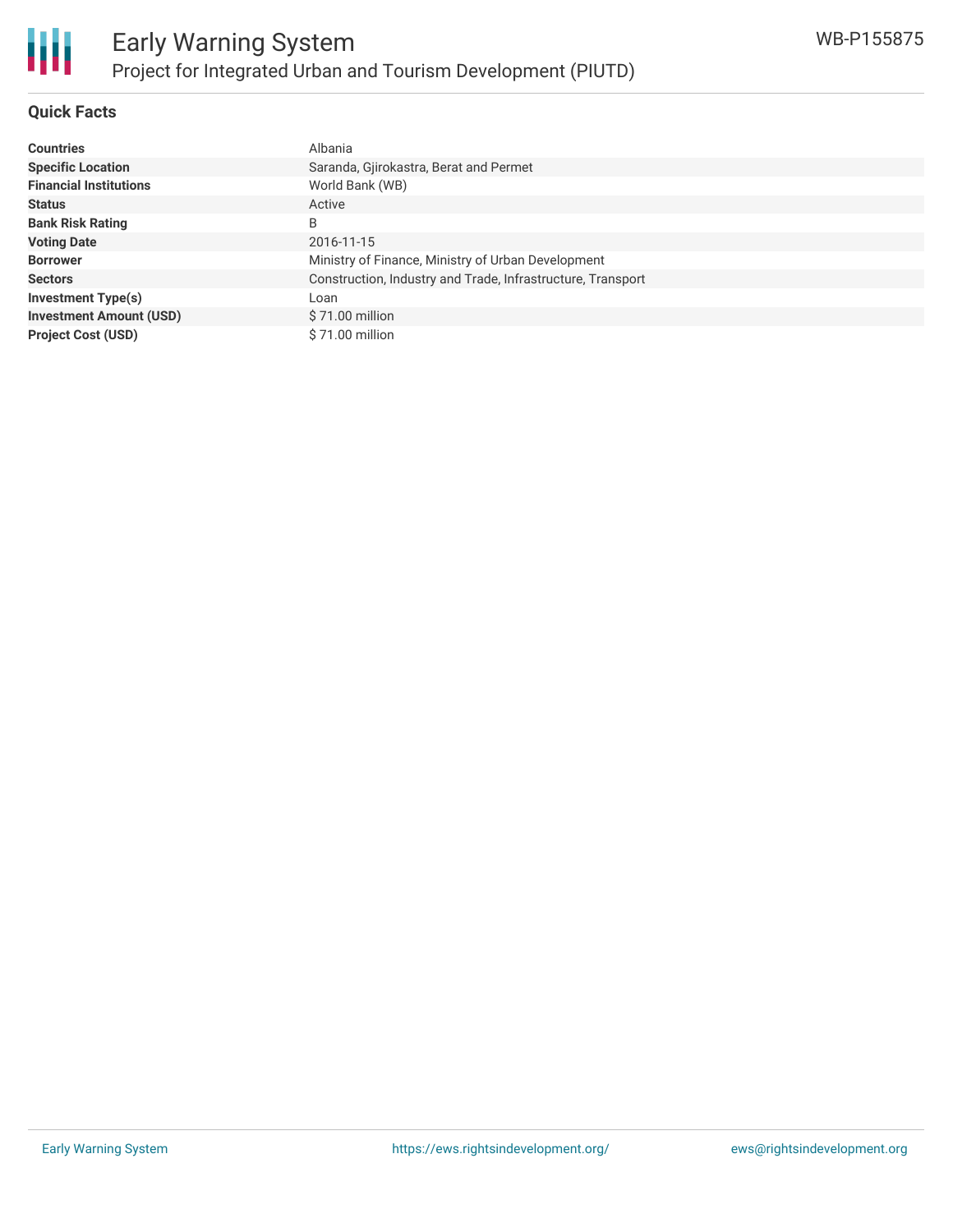## Quick Facts

| | |
|---|---|
| **Countries** | Albania |
| **Specific Location** | Saranda, Gjirokastra, Berat and Permet |
| **Financial Institutions** | World Bank (WB) |
| **Status** | Active |
| **Bank Risk Rating** | B |
| **Voting Date** | 2016-11-15 |
| **Borrower** | Ministry of Finance, Ministry of Urban Development |
| **Sectors** | Construction, Industry and Trade, Infrastructure, Transport |
| **Investment Type(s)** | Loan |
| **Investment Amount (USD)** | $ 71.00 million |
| **Project Cost (USD)** | $ 71.00 million |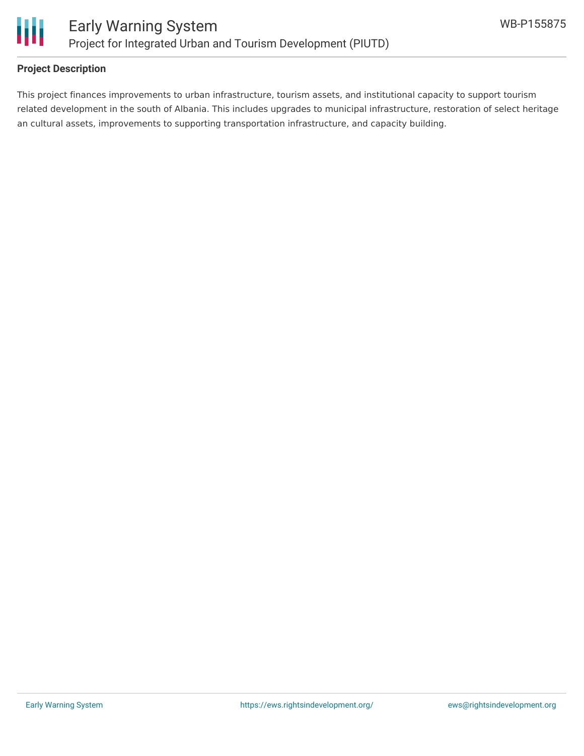## Project Description

This project finances improvements to urban infrastructure, tourism assets, and institutional capacity to support tourism related development in the south of Albania. This includes upgrades to municipal infrastructure, restoration of select heritage an cultural assets, improvements to supporting transportation infrastructure, and capacity building.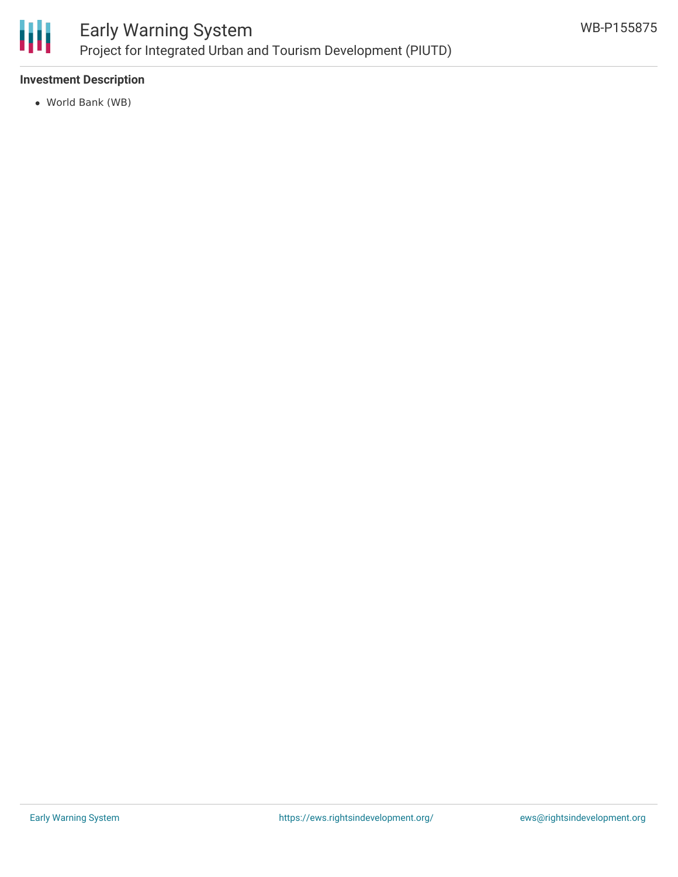**Investment Description**

- World Bank (WB)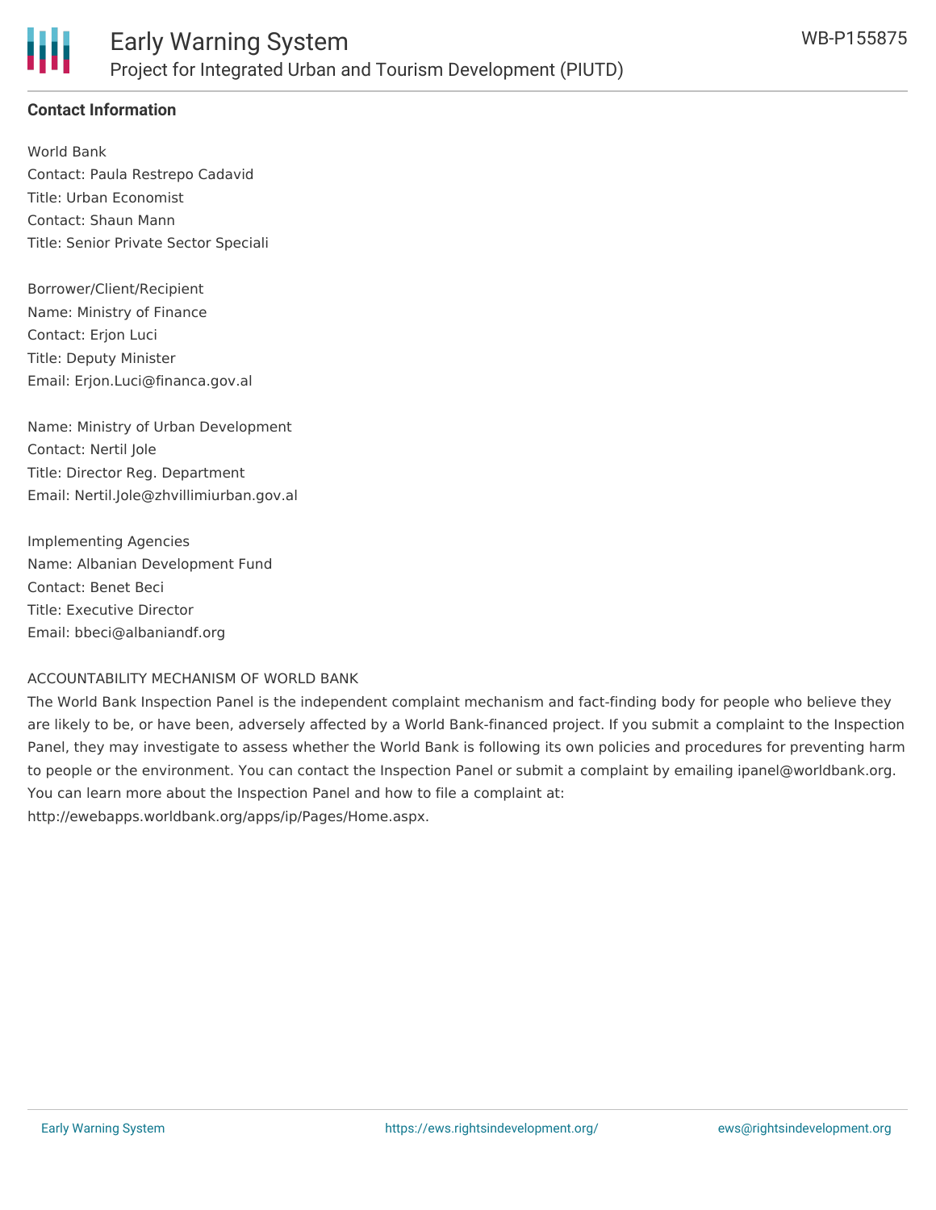## Contact Information

World Bank
Contact: Paula Restrepo Cadavid
Title: Urban Economist
Contact: Shaun Mann
Title: Senior Private Sector Speciali

Borrower/Client/Recipient
Name: Ministry of Finance
Contact: Erjon Luci
Title: Deputy Minister
Email: Erjon.Luci@financa.gov.al

Name: Ministry of Urban Development
Contact: Nertil Jole
Title: Director Reg. Department
Email: Nertil.Jole@zhvillimiurban.gov.al

Implementing Agencies
Name: Albanian Development Fund
Contact: Benet Beci
Title: Executive Director
Email: bbeci@albaniandf.org

ACCOUNTABILITY MECHANISM OF WORLD BANK

The World Bank Inspection Panel is the independent complaint mechanism and fact-finding body for people who believe they are likely to be, or have been, adversely affected by a World Bank-financed project. If you submit a complaint to the Inspection Panel, they may investigate to assess whether the World Bank is following its own policies and procedures for preventing harm to people or the environment. You can contact the Inspection Panel or submit a complaint by emailing ipanel@worldbank.org. You can learn more about the Inspection Panel and how to file a complaint at: http://ewebapps.worldbank.org/apps/ip/Pages/Home.aspx.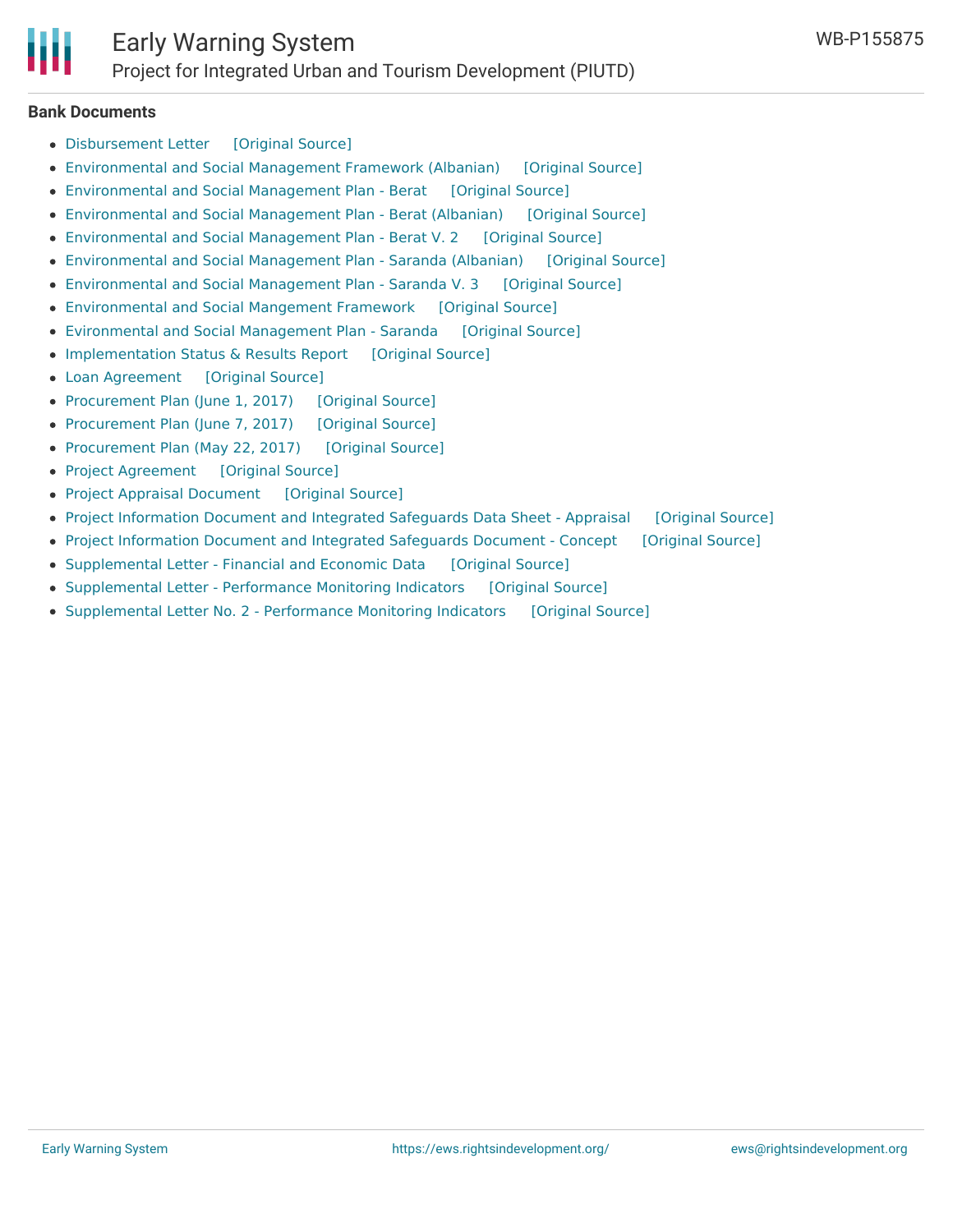**Bank Documents**

- Disbursement Letter [Original Source]
- Environmental and Social Management Framework (Albanian) [Original Source]
- Environmental and Social Management Plan - Berat [Original Source]
- Environmental and Social Management Plan - Berat (Albanian) [Original Source]
- Environmental and Social Management Plan - Berat V. 2 [Original Source]
- Environmental and Social Management Plan - Saranda (Albanian) [Original Source]
- Environmental and Social Management Plan - Saranda V. 3 [Original Source]
- Environmental and Social Mangement Framework [Original Source]
- Evironmental and Social Management Plan - Saranda [Original Source]
- Implementation Status & Results Report [Original Source]
- Loan Agreement [Original Source]
- Procurement Plan (June 1, 2017) [Original Source]
- Procurement Plan (June 7, 2017) [Original Source]
- Procurement Plan (May 22, 2017) [Original Source]
- Project Agreement [Original Source]
- Project Appraisal Document [Original Source]
- Project Information Document and Integrated Safeguards Data Sheet - Appraisal [Original Source]
- Project Information Document and Integrated Safeguards Document - Concept [Original Source]
- Supplemental Letter - Financial and Economic Data [Original Source]
- Supplemental Letter - Performance Monitoring Indicators [Original Source]
- Supplemental Letter No. 2 - Performance Monitoring Indicators [Original Source]